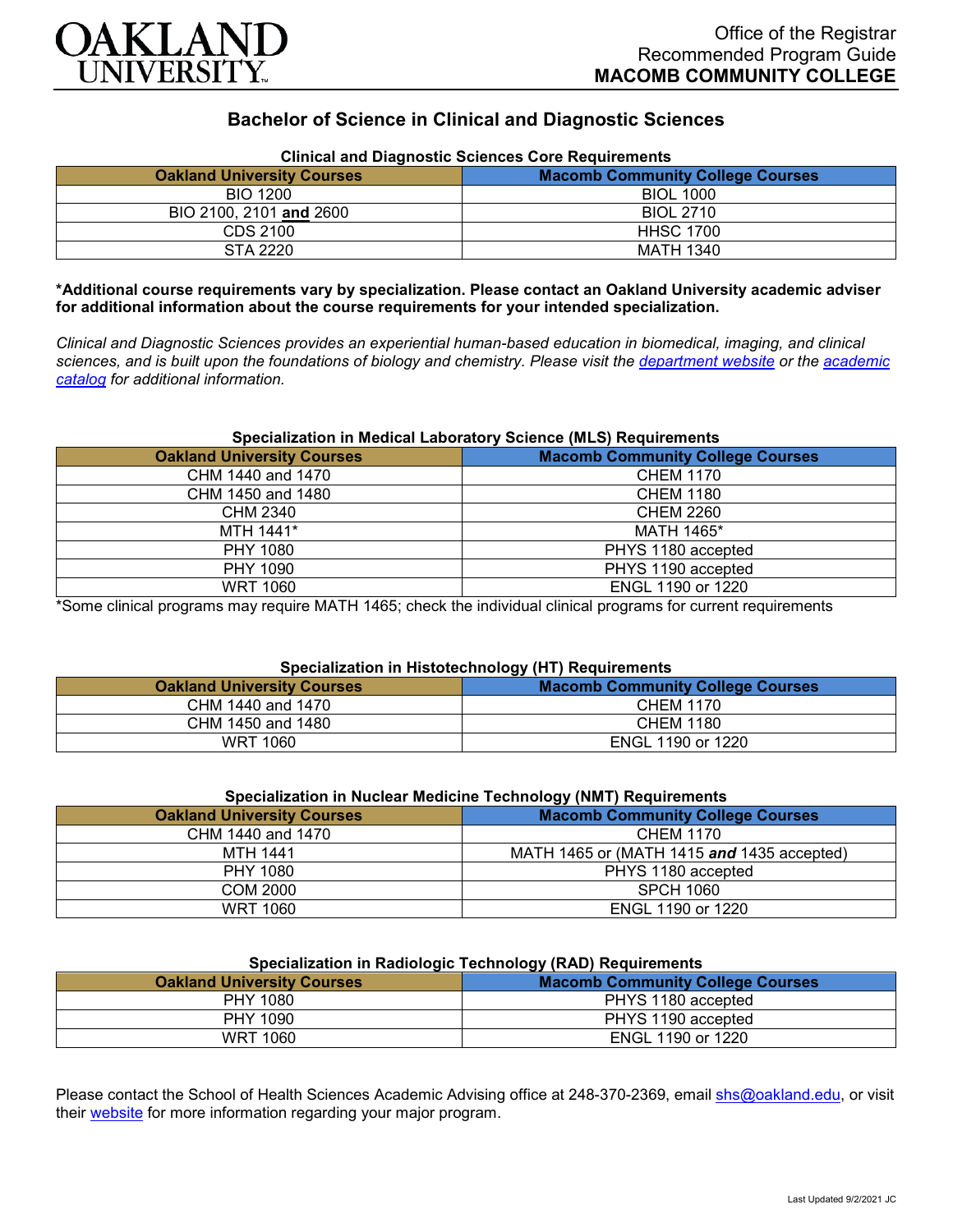# Oakland University

Office of the Registrar
Recommended Program Guide
**MACOMB COMMUNITY COLLEGE**

## Bachelor of Science in Clinical and Diagnostic Sciences

### Clinical and Diagnostic Sciences Core Requirements

| Oakland University Courses | Macomb Community College Courses |
|---|---|
| BIO 1200 | BIOL 1000 |
| BIO 2100, 2101 **and** 2600 | BIOL 2710 |
| CDS 2100 | HHSC 1700 |
| STA 2220 | MATH 1340 |

**\*Additional course requirements vary by specialization. Please contact an Oakland University academic adviser for additional information about the course requirements for your intended specialization.**

*Clinical and Diagnostic Sciences provides an experiential human-based education in biomedical, imaging, and clinical sciences, and is built upon the foundations of biology and chemistry. Please visit the [department website]() or the [academic catalog]() for additional information.*

### Specialization in Medical Laboratory Science (MLS) Requirements

| Oakland University Courses | Macomb Community College Courses |
|---|---|
| CHM 1440 and 1470 | CHEM 1170 |
| CHM 1450 and 1480 | CHEM 1180 |
| CHM 2340 | CHEM 2260 |
| MTH 1441* | MATH 1465* |
| PHY 1080 | PHYS 1180 accepted |
| PHY 1090 | PHYS 1190 accepted |
| WRT 1060 | ENGL 1190 or 1220 |

*Some clinical programs may require MATH 1465; check the individual clinical programs for current requirements

### Specialization in Histotechnology (HT) Requirements

| Oakland University Courses | Macomb Community College Courses |
|---|---|
| CHM 1440 and 1470 | CHEM 1170 |
| CHM 1450 and 1480 | CHEM 1180 |
| WRT 1060 | ENGL 1190 or 1220 |

### Specialization in Nuclear Medicine Technology (NMT) Requirements

| Oakland University Courses | Macomb Community College Courses |
|---|---|
| CHM 1440 and 1470 | CHEM 1170 |
| MTH 1441 | MATH 1465 or (MATH 1415 ***and*** 1435 accepted) |
| PHY 1080 | PHYS 1180 accepted |
| COM 2000 | SPCH 1060 |
| WRT 1060 | ENGL 1190 or 1220 |

### Specialization in Radiologic Technology (RAD) Requirements

| Oakland University Courses | Macomb Community College Courses |
|---|---|
| PHY 1080 | PHYS 1180 accepted |
| PHY 1090 | PHYS 1190 accepted |
| WRT 1060 | ENGL 1190 or 1220 |

Please contact the School of Health Sciences Academic Advising office at 248-370-2369, email [shs@oakland.edu](mailto:shs@oakland.edu), or visit their [website]() for more information regarding your major program.

Last Updated 9/2/2021 JC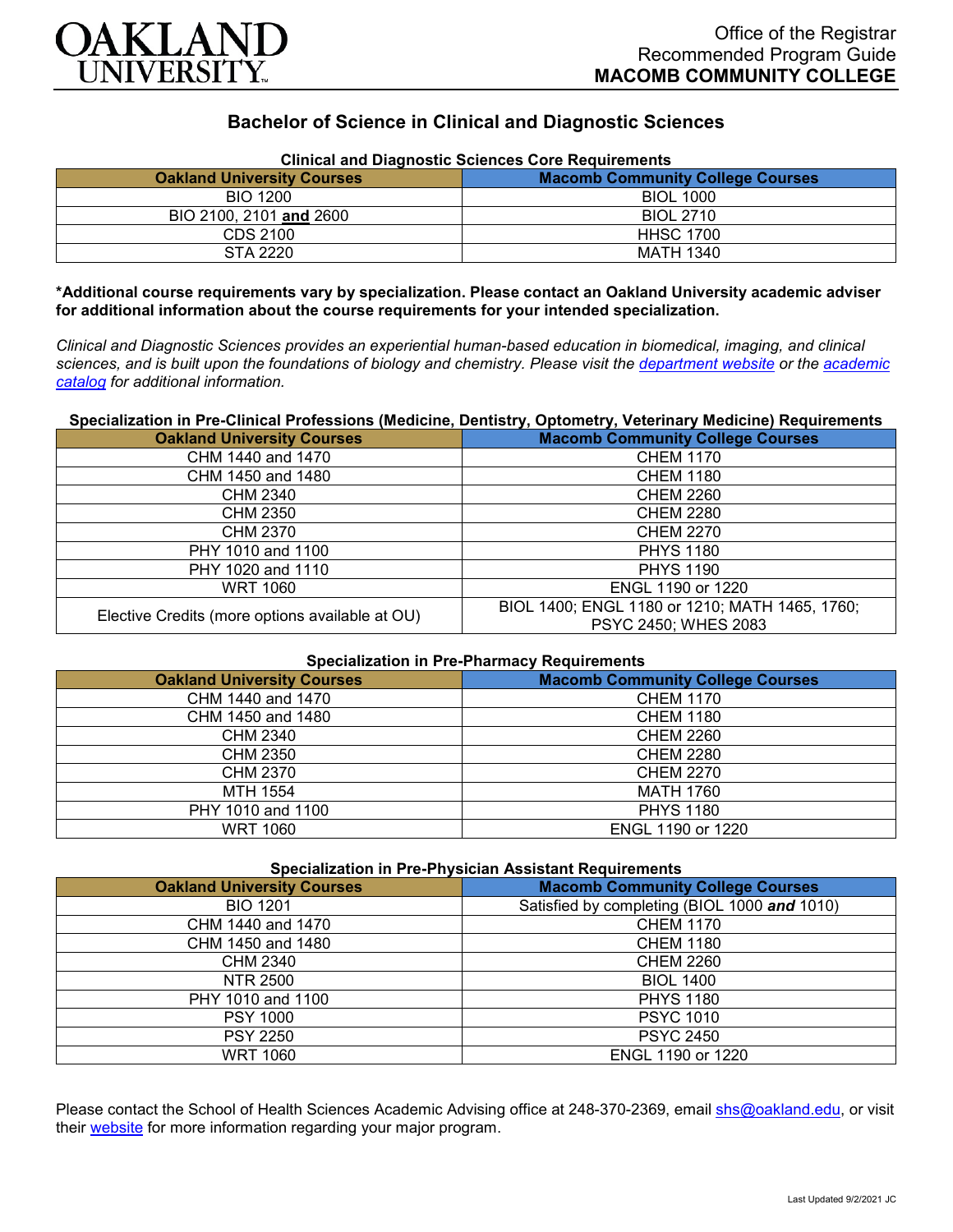Office of the Registrar
Recommended Program Guide
**MACOMB COMMUNITY COLLEGE**

# Bachelor of Science in Clinical and Diagnostic Sciences

**Clinical and Diagnostic Sciences Core Requirements**

| Oakland University Courses | Macomb Community College Courses |
|---|---|
| BIO 1200 | BIOL 1000 |
| BIO 2100, 2101 **and** 2600 | BIOL 2710 |
| CDS 2100 | HHSC 1700 |
| STA 2220 | MATH 1340 |

**\*Additional course requirements vary by specialization. Please contact an Oakland University academic adviser for additional information about the course requirements for your intended specialization.**

*Clinical and Diagnostic Sciences provides an experiential human-based education in biomedical, imaging, and clinical sciences, and is built upon the foundations of biology and chemistry. Please visit the department website or the academic catalog for additional information.*

**Specialization in Pre-Clinical Professions (Medicine, Dentistry, Optometry, Veterinary Medicine) Requirements**

| Oakland University Courses | Macomb Community College Courses |
|---|---|
| CHM 1440 and 1470 | CHEM 1170 |
| CHM 1450 and 1480 | CHEM 1180 |
| CHM 2340 | CHEM 2260 |
| CHM 2350 | CHEM 2280 |
| CHM 2370 | CHEM 2270 |
| PHY 1010 and 1100 | PHYS 1180 |
| PHY 1020 and 1110 | PHYS 1190 |
| WRT 1060 | ENGL 1190 or 1220 |
| Elective Credits (more options available at OU) | BIOL 1400; ENGL 1180 or 1210; MATH 1465, 1760; PSYC 2450; WHES 2083 |

**Specialization in Pre-Pharmacy Requirements**

| Oakland University Courses | Macomb Community College Courses |
|---|---|
| CHM 1440 and 1470 | CHEM 1170 |
| CHM 1450 and 1480 | CHEM 1180 |
| CHM 2340 | CHEM 2260 |
| CHM 2350 | CHEM 2280 |
| CHM 2370 | CHEM 2270 |
| MTH 1554 | MATH 1760 |
| PHY 1010 and 1100 | PHYS 1180 |
| WRT 1060 | ENGL 1190 or 1220 |

**Specialization in Pre-Physician Assistant Requirements**

| Oakland University Courses | Macomb Community College Courses |
|---|---|
| BIO 1201 | Satisfied by completing (BIOL 1000 ***and*** 1010) |
| CHM 1440 and 1470 | CHEM 1170 |
| CHM 1450 and 1480 | CHEM 1180 |
| CHM 2340 | CHEM 2260 |
| NTR 2500 | BIOL 1400 |
| PHY 1010 and 1100 | PHYS 1180 |
| PSY 1000 | PSYC 1010 |
| PSY 2250 | PSYC 2450 |
| WRT 1060 | ENGL 1190 or 1220 |

Please contact the School of Health Sciences Academic Advising office at 248-370-2369, email shs@oakland.edu, or visit their website for more information regarding your major program.

Last Updated 9/2/2021 JC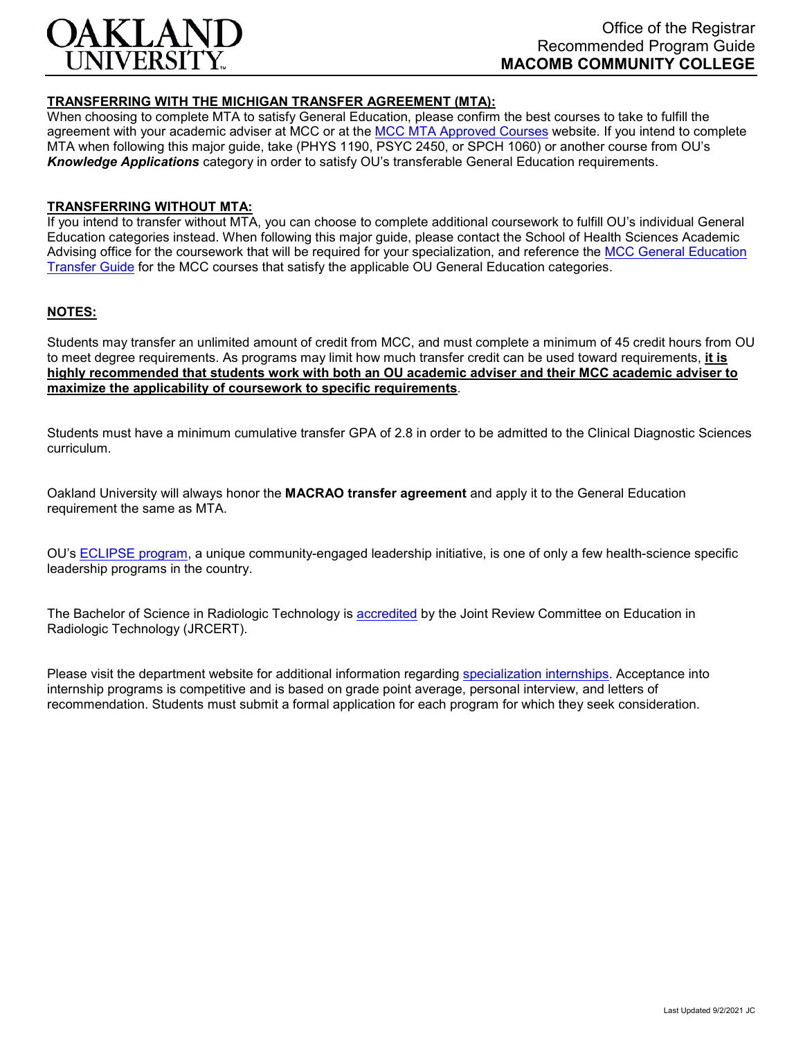**TRANSFERRING WITH THE MICHIGAN TRANSFER AGREEMENT (MTA):**

When choosing to complete MTA to satisfy General Education, please confirm the best courses to take to fulfill the agreement with your academic adviser at MCC or at the MCC MTA Approved Courses website. If you intend to complete MTA when following this major guide, take (PHYS 1190, PSYC 2450, or SPCH 1060) or another course from OU's ***Knowledge Applications*** category in order to satisfy OU's transferable General Education requirements.

**TRANSFERRING WITHOUT MTA:**

If you intend to transfer without MTA, you can choose to complete additional coursework to fulfill OU's individual General Education categories instead. When following this major guide, please contact the School of Health Sciences Academic Advising office for the coursework that will be required for your specialization, and reference the MCC General Education Transfer Guide for the MCC courses that satisfy the applicable OU General Education categories.

**NOTES:**

Students may transfer an unlimited amount of credit from MCC, and must complete a minimum of 45 credit hours from OU to meet degree requirements. As programs may limit how much transfer credit can be used toward requirements, **it is highly recommended that students work with both an OU academic adviser and their MCC academic adviser to maximize the applicability of coursework to specific requirements**.

Students must have a minimum cumulative transfer GPA of 2.8 in order to be admitted to the Clinical Diagnostic Sciences curriculum.

Oakland University will always honor the **MACRAO transfer agreement** and apply it to the General Education requirement the same as MTA.

OU's ECLIPSE program, a unique community-engaged leadership initiative, is one of only a few health-science specific leadership programs in the country.

The Bachelor of Science in Radiologic Technology is accredited by the Joint Review Committee on Education in Radiologic Technology (JRCERT).

Please visit the department website for additional information regarding specialization internships. Acceptance into internship programs is competitive and is based on grade point average, personal interview, and letters of recommendation. Students must submit a formal application for each program for which they seek consideration.